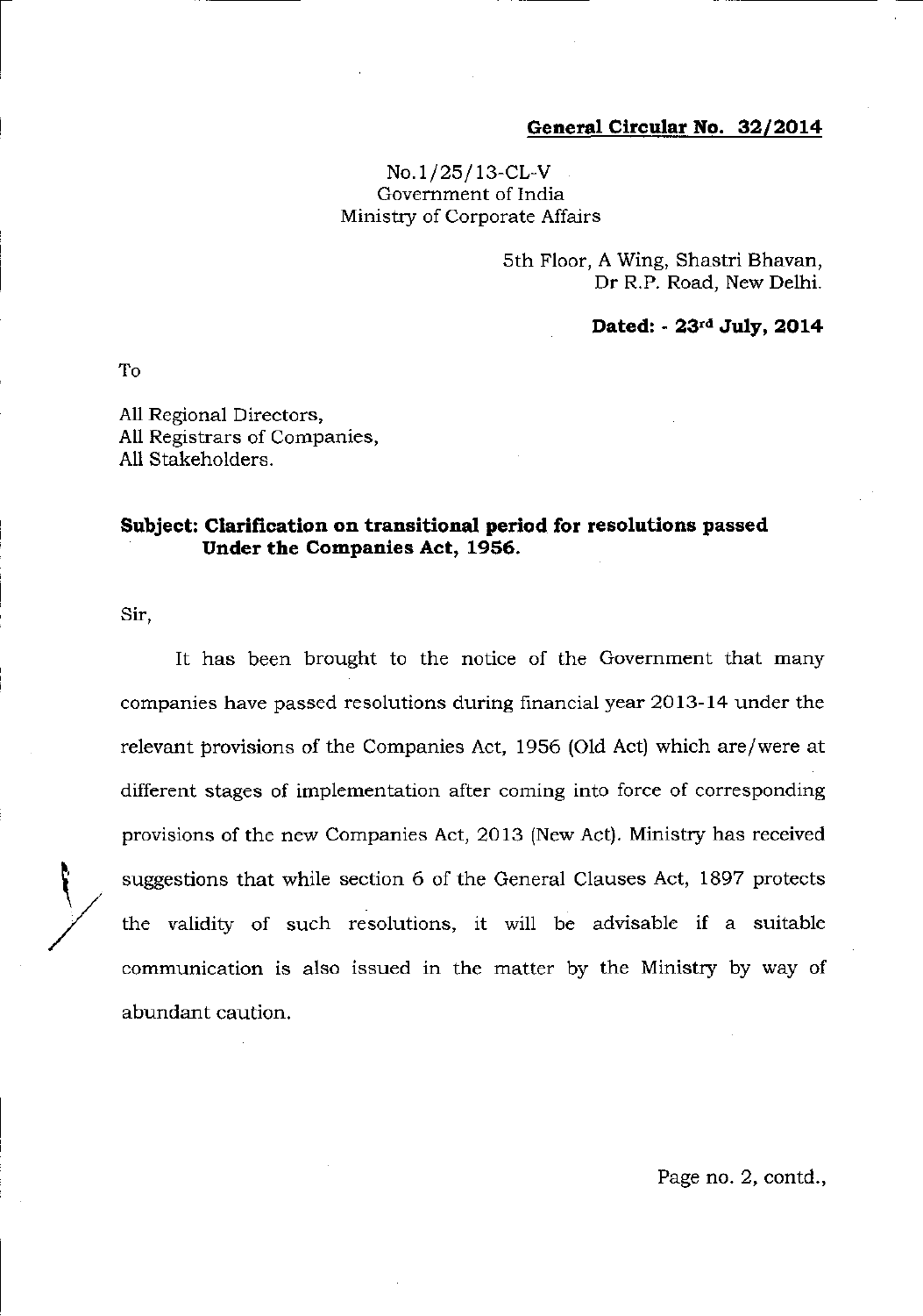**General Circular No. 32/2014**

No.1/25/13-CL-V
Government of India
Ministry of Corporate Affairs

5th Floor, A Wing, Shastri Bhavan,
Dr R.P. Road, New Delhi.

**Dated: - 23rd July, 2014**

To

All Regional Directors,
All Registrars of Companies,
All Stakeholders.

**Subject: Clarification on transitional period for resolutions passed Under the Companies Act, 1956.**

Sir,

It has been brought to the notice of the Government that many companies have passed resolutions during financial year 2013-14 under the relevant provisions of the Companies Act, 1956 (Old Act) which are/were at different stages of implementation after coming into force of corresponding provisions of the new Companies Act, 2013 (New Act). Ministry has received suggestions that while section 6 of the General Clauses Act, 1897 protects the validity of such resolutions, it will be advisable if a suitable communication is also issued in the matter by the Ministry by way of abundant caution.

Page no. 2, contd.,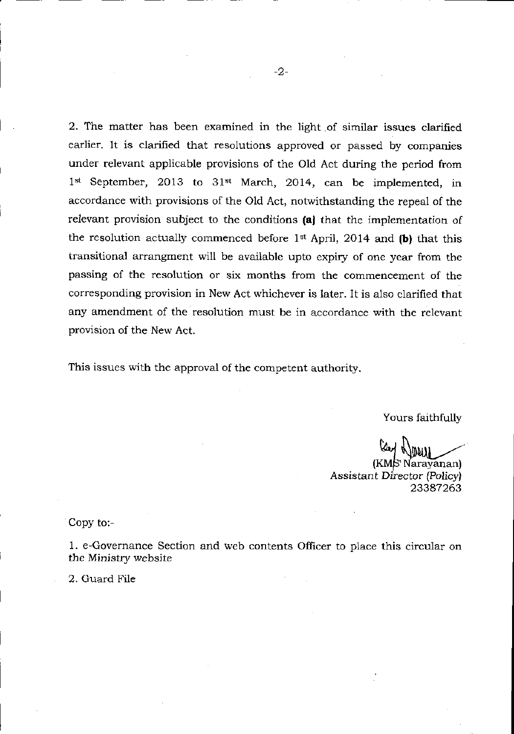2. The matter has been examined in the light of similar issues clarified earlier. It is clarified that resolutions approved or passed by companies under relevant applicable provisions of the Old Act during the period from 1st September, 2013 to 31st March, 2014, can be implemented, in accordance with provisions of the Old Act, notwithstanding the repeal of the relevant provision subject to the conditions **(a)** that the implementation of the resolution actually commenced before 1st April, 2014 and **(b)** that this transitional arrangment will be available upto expiry of one year from the passing of the resolution or six months from the commencement of the corresponding provision in New Act whichever is later. It is also clarified that any amendment of the resolution must be in accordance with the relevant provision of the New Act.

This issues with the approval of the competent authority.

Yours faithfully

(KMS Narayanan)
*Assistant Director (Policy)*
23387263

Copy to:-

1. e-Governance Section and web contents Officer to place this circular on the Ministry website

2. Guard File